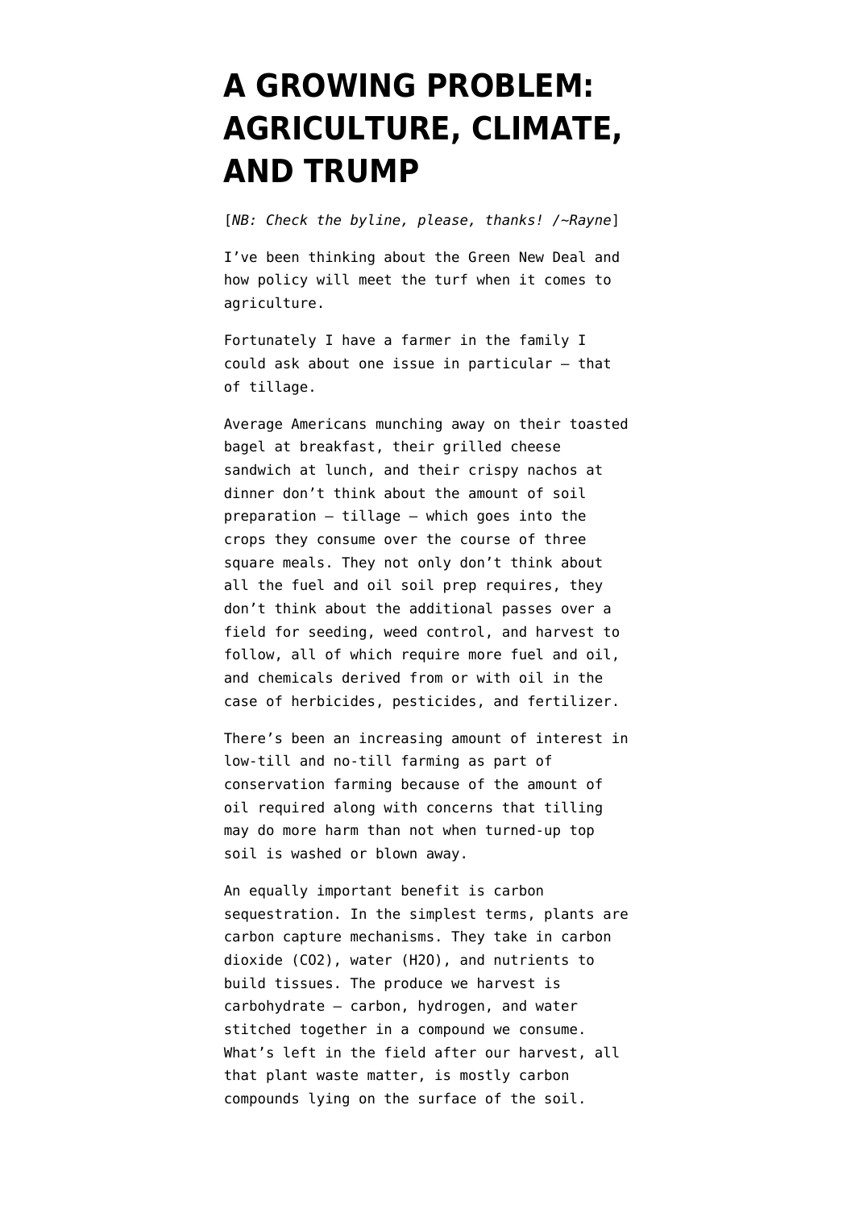# A GROWING PROBLEM: AGRICULTURE, CLIMATE, AND TRUMP

[*NB: Check the byline, please, thanks! /~Rayne*]

I've been thinking about the Green New Deal and how policy will meet the turf when it comes to agriculture.

Fortunately I have a farmer in the family I could ask about one issue in particular — that of tillage.

Average Americans munching away on their toasted bagel at breakfast, their grilled cheese sandwich at lunch, and their crispy nachos at dinner don't think about the amount of soil preparation — tillage — which goes into the crops they consume over the course of three square meals. They not only don't think about all the fuel and oil soil prep requires, they don't think about the additional passes over a field for seeding, weed control, and harvest to follow, all of which require more fuel and oil, and chemicals derived from or with oil in the case of herbicides, pesticides, and fertilizer.

There's been an increasing amount of interest in low-till and no-till farming as part of conservation farming because of the amount of oil required along with concerns that tilling may do more harm than not when turned-up top soil is washed or blown away.

An equally important benefit is carbon sequestration. In the simplest terms, plants are carbon capture mechanisms. They take in carbon dioxide ($CO_2$), water ($H_2O$), and nutrients to build tissues. The produce we harvest is carbohydrate — carbon, hydrogen, and water stitched together in a compound we consume. What's left in the field after our harvest, all that plant waste matter, is mostly carbon compounds lying on the surface of the soil.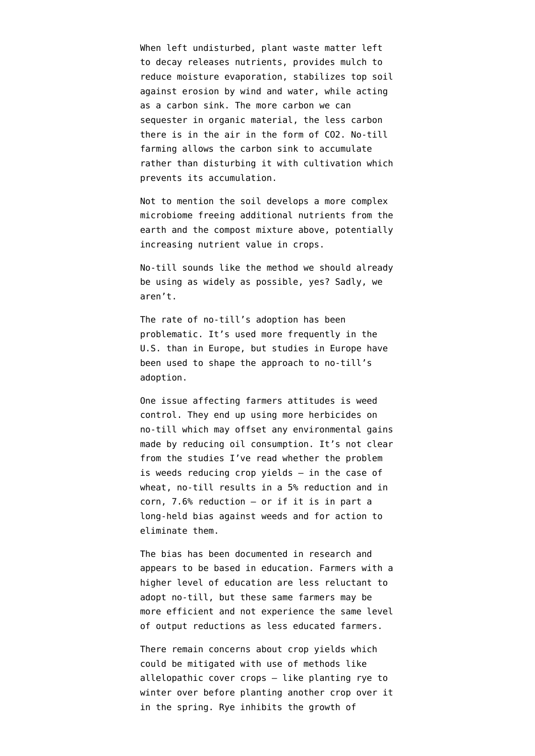When left undisturbed, plant waste matter left to decay releases nutrients, provides mulch to reduce moisture evaporation, stabilizes top soil against erosion by wind and water, while acting as a carbon sink. The more carbon we can sequester in organic material, the less carbon there is in the air in the form of $CO_2$. No-till farming allows the carbon sink to accumulate rather than disturbing it with cultivation which prevents its accumulation.

Not to mention the soil develops a more complex microbiome freeing additional nutrients from the earth and the compost mixture above, potentially increasing nutrient value in crops.

No-till sounds like the method we should already be using as widely as possible, yes? Sadly, we aren't.

The rate of no-till's adoption has been problematic. It's used more frequently in the U.S. than in Europe, but studies in Europe have been used to shape the approach to no-till's adoption.

One issue affecting farmers attitudes is weed control. They end up using more herbicides on no-till which may offset any environmental gains made by reducing oil consumption. It's not clear from the studies I've read whether the problem is weeds reducing crop yields – in the case of wheat, no-till results in a 5% reduction and in corn, 7.6% reduction – or if it is in part a long-held bias against weeds and for action to eliminate them.

The bias has been documented in research and appears to be based in education. Farmers with a higher level of education are less reluctant to adopt no-till, but these same farmers may be more efficient and not experience the same level of output reductions as less educated farmers.

There remain concerns about crop yields which could be mitigated with use of methods like allelopathic cover crops – like planting rye to winter over before planting another crop over it in the spring. Rye inhibits the growth of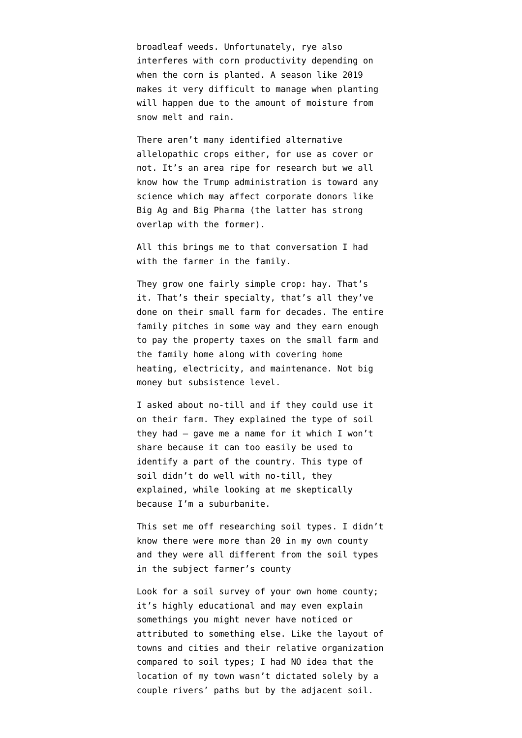broadleaf weeds. Unfortunately, rye also interferes with corn productivity depending on when the corn is planted. A season like 2019 makes it very difficult to manage when planting will happen due to the amount of moisture from snow melt and rain.

There aren't many identified alternative allelopathic crops either, for use as cover or not. It's an area ripe for research but we all know how the Trump administration is toward any science which may affect corporate donors like Big Ag and Big Pharma (the latter has strong overlap with the former).

All this brings me to that conversation I had with the farmer in the family.

They grow one fairly simple crop: hay. That's it. That's their specialty, that's all they've done on their small farm for decades. The entire family pitches in some way and they earn enough to pay the property taxes on the small farm and the family home along with covering home heating, electricity, and maintenance. Not big money but subsistence level.

I asked about no-till and if they could use it on their farm. They explained the type of soil they had — gave me a name for it which I won't share because it can too easily be used to identify a part of the country. This type of soil didn't do well with no-till, they explained, while looking at me skeptically because I'm a suburbanite.

This set me off researching soil types. I didn't know there were more than 20 in my own county and they were all different from the soil types in the subject farmer's county

Look for a soil survey of your own home county; it's highly educational and may even explain somethings you might never have noticed or attributed to something else. Like the layout of towns and cities and their relative organization compared to soil types; I had NO idea that the location of my town wasn't dictated solely by a couple rivers' paths but by the adjacent soil.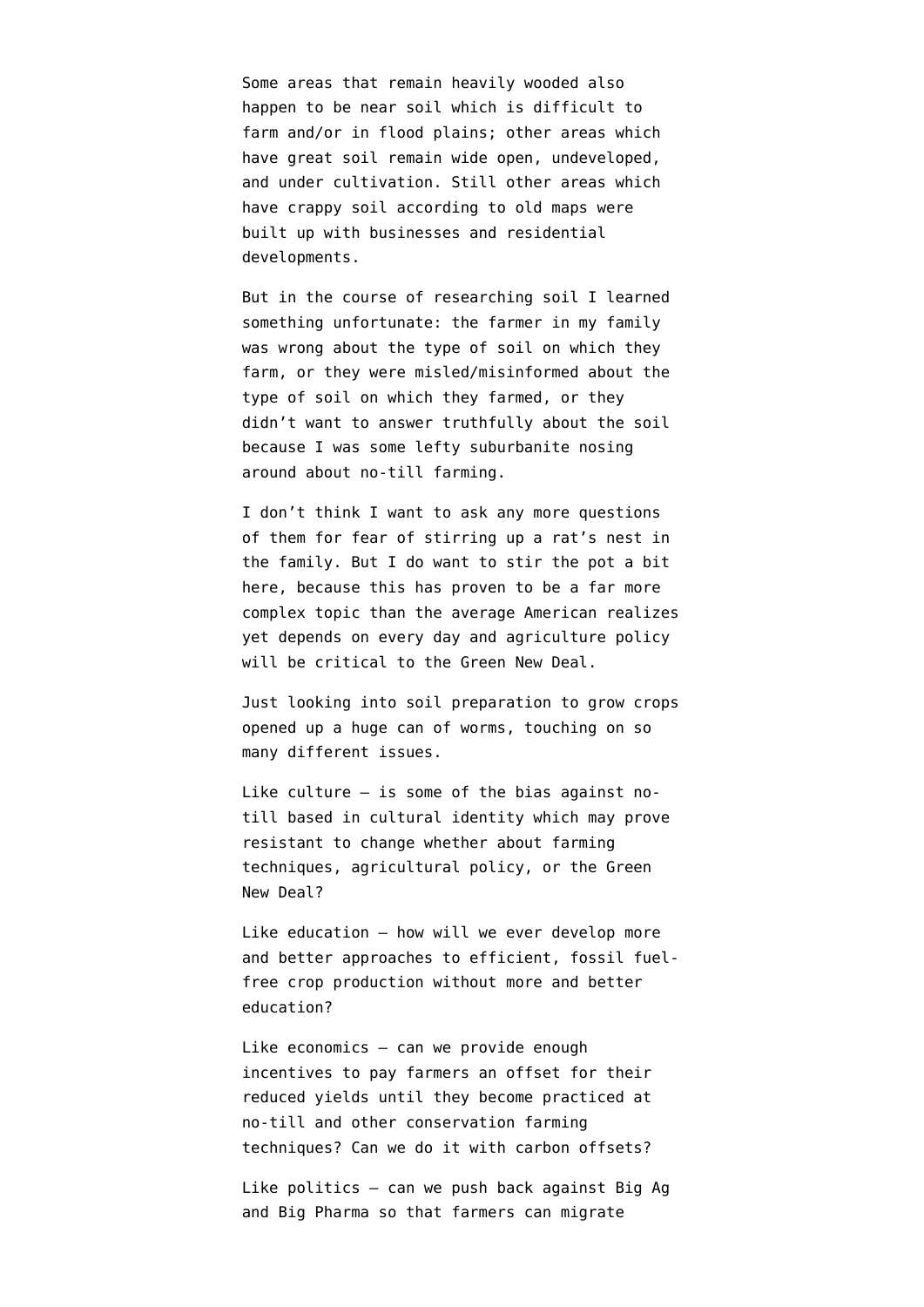Some areas that remain heavily wooded also happen to be near soil which is difficult to farm and/or in flood plains; other areas which have great soil remain wide open, undeveloped, and under cultivation. Still other areas which have crappy soil according to old maps were built up with businesses and residential developments.

But in the course of researching soil I learned something unfortunate: the farmer in my family was wrong about the type of soil on which they farm, or they were misled/misinformed about the type of soil on which they farmed, or they didn't want to answer truthfully about the soil because I was some lefty suburbanite nosing around about no-till farming.

I don't think I want to ask any more questions of them for fear of stirring up a rat's nest in the family. But I do want to stir the pot a bit here, because this has proven to be a far more complex topic than the average American realizes yet depends on every day and agriculture policy will be critical to the Green New Deal.

Just looking into soil preparation to grow crops opened up a huge can of worms, touching on so many different issues.

Like culture — is some of the bias against no-till based in cultural identity which may prove resistant to change whether about farming techniques, agricultural policy, or the Green New Deal?

Like education — how will we ever develop more and better approaches to efficient, fossil fuel-free crop production without more and better education?

Like economics — can we provide enough incentives to pay farmers an offset for their reduced yields until they become practiced at no-till and other conservation farming techniques? Can we do it with carbon offsets?

Like politics — can we push back against Big Ag and Big Pharma so that farmers can migrate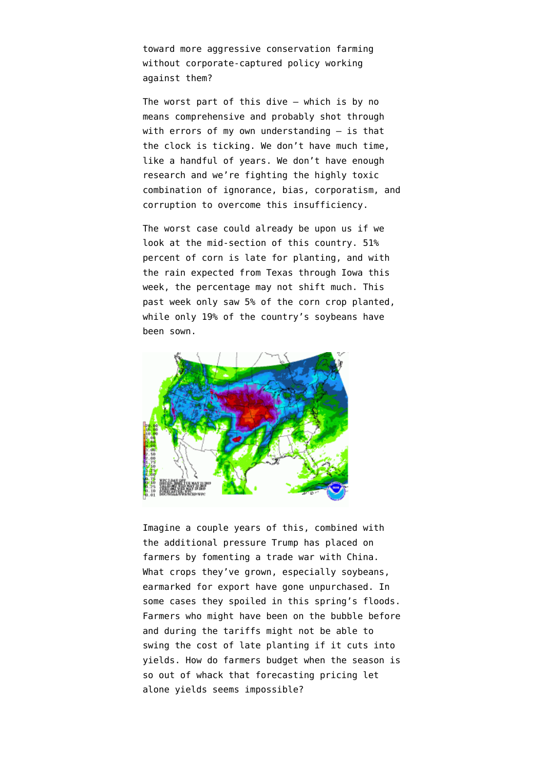toward more aggressive conservation farming without corporate-captured policy working against them?

The worst part of this dive — which is by no means comprehensive and probably shot through with errors of my own understanding — is that the clock is ticking. We don't have much time, like a handful of years. We don't have enough research and we're fighting the highly toxic combination of ignorance, bias, corporatism, and corruption to overcome this insufficiency.

The worst case could already be upon us if we look at the mid-section of this country. 51% percent of corn is late for planting, and with the rain expected from Texas through Iowa this week, the percentage may not shift much. This past week only saw 5% of the corn crop planted, while only 19% of the country's soybeans have been sown.

Imagine a couple years of this, combined with the additional pressure Trump has placed on farmers by fomenting a trade war with China. What crops they've grown, especially soybeans, earmarked for export have gone unpurchased. In some cases they spoiled in this spring's floods. Farmers who might have been on the bubble before and during the tariffs might not be able to swing the cost of late planting if it cuts into yields. How do farmers budget when the season is so out of whack that forecasting pricing let alone yields seems impossible?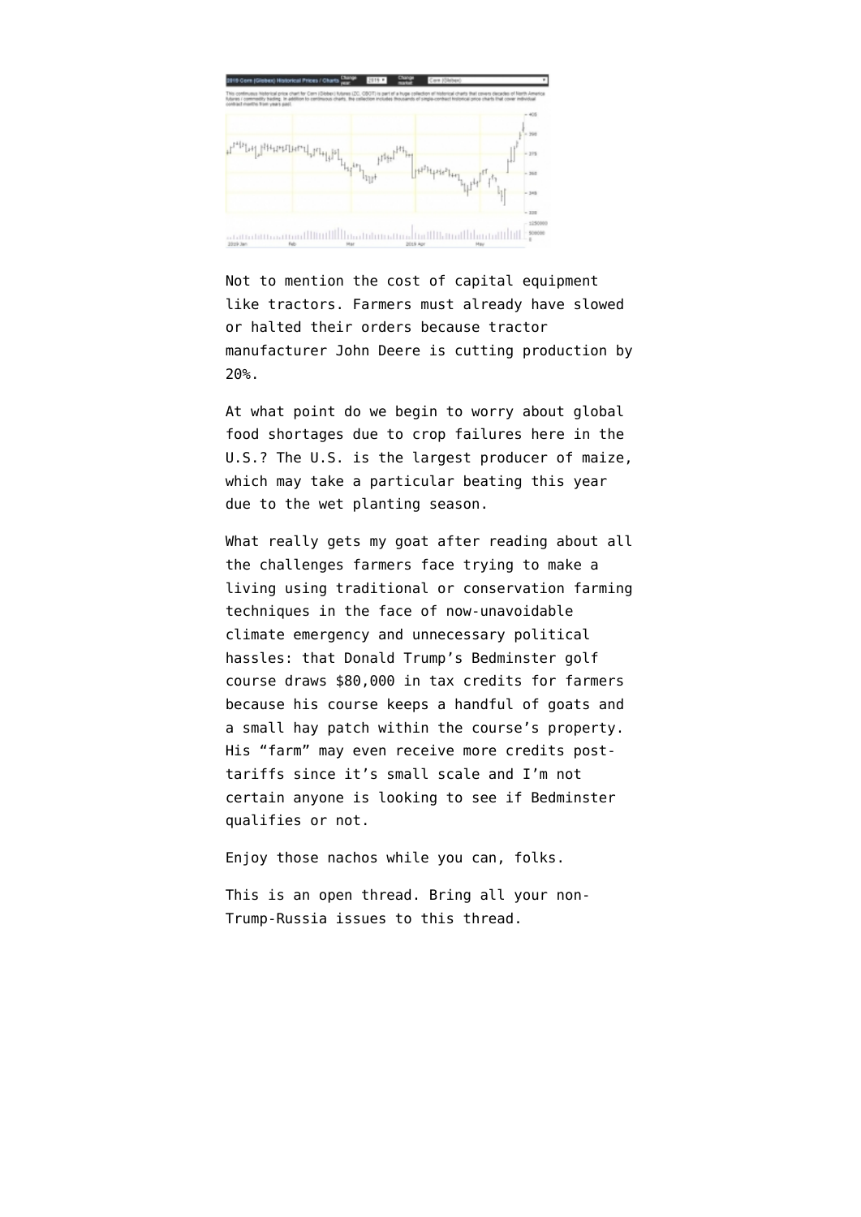2019 Corn (Globex) Historical Prices / Charts

2019 Jan
Feb
Mar
2019 Apr
May

Not to mention the cost of capital equipment like tractors. Farmers must already have slowed or halted their orders because tractor manufacturer John Deere is cutting production by 20%.

At what point do we begin to worry about global food shortages due to crop failures here in the U.S.? The U.S. is the largest producer of maize, which may take a particular beating this year due to the wet planting season.

What really gets my goat after reading about all the challenges farmers face trying to make a living using traditional or conservation farming techniques in the face of now-unavoidable climate emergency and unnecessary political hassles: that Donald Trump's Bedminster golf course draws $80,000 in tax credits for farmers because his course keeps a handful of goats and a small hay patch within the course's property. His "farm" may even receive more credits post-tariffs since it's small scale and I'm not certain anyone is looking to see if Bedminster qualifies or not.

Enjoy those nachos while you can, folks.

This is an open thread. Bring all your non-Trump-Russia issues to this thread.